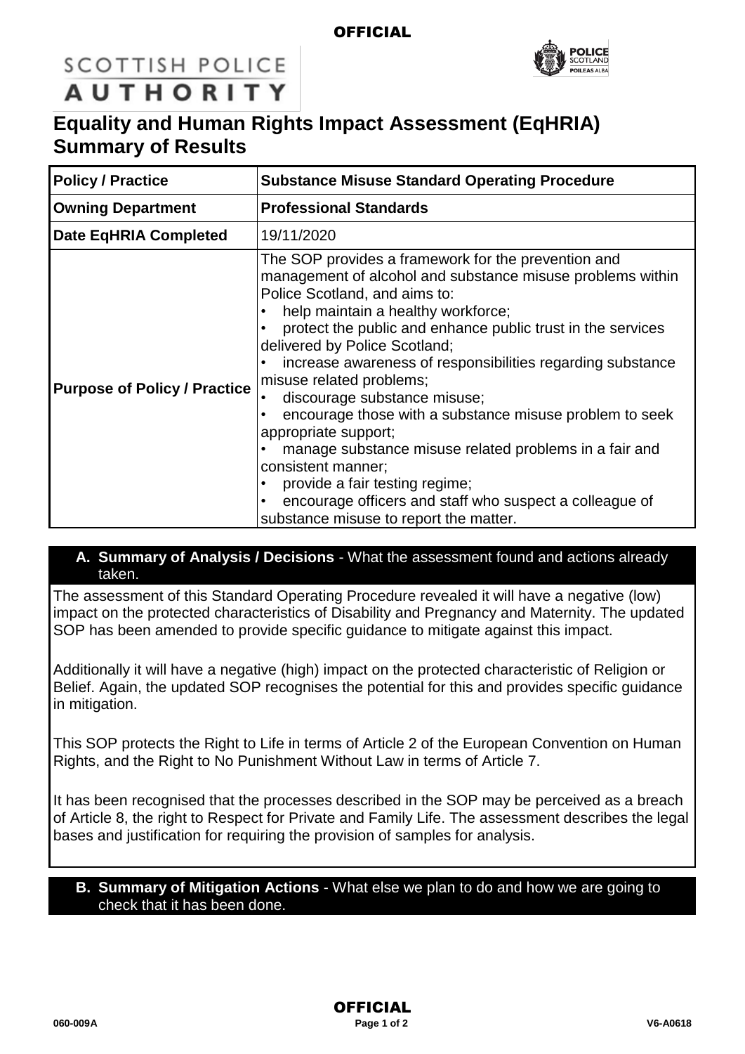SCOTTISH POLICE AUTHORITY

# Equality and Human Rights Impact Assessment (EqHRIA) Summary of Results

| **Policy / Practice** | **Substance Misuse Standard Operating Procedure** |
|---|---|
| **Owning Department** | **Professional Standards** |
| **Date EqHRIA Completed** | 19/11/2020 |
| **Purpose of Policy / Practice** | The SOP provides a framework for the prevention and management of alcohol and substance misuse problems within Police Scotland, and aims to:<br>• help maintain a healthy workforce;<br>• protect the public and enhance public trust in the services delivered by Police Scotland;<br>• increase awareness of responsibilities regarding substance misuse related problems;<br>• discourage substance misuse;<br>• encourage those with a substance misuse problem to seek appropriate support;<br>• manage substance misuse related problems in a fair and consistent manner;<br>• provide a fair testing regime;<br>• encourage officers and staff who suspect a colleague of substance misuse to report the matter. |

## A. Summary of Analysis / Decisions - What the assessment found and actions already taken.

The assessment of this Standard Operating Procedure revealed it will have a negative (low) impact on the protected characteristics of Disability and Pregnancy and Maternity. The updated SOP has been amended to provide specific guidance to mitigate against this impact.

Additionally it will have a negative (high) impact on the protected characteristic of Religion or Belief. Again, the updated SOP recognises the potential for this and provides specific guidance in mitigation.

This SOP protects the Right to Life in terms of Article 2 of the European Convention on Human Rights, and the Right to No Punishment Without Law in terms of Article 7.

It has been recognised that the processes described in the SOP may be perceived as a breach of Article 8, the right to Respect for Private and Family Life. The assessment describes the legal bases and justification for requiring the provision of samples for analysis.

## B. Summary of Mitigation Actions - What else we plan to do and how we are going to check that it has been done.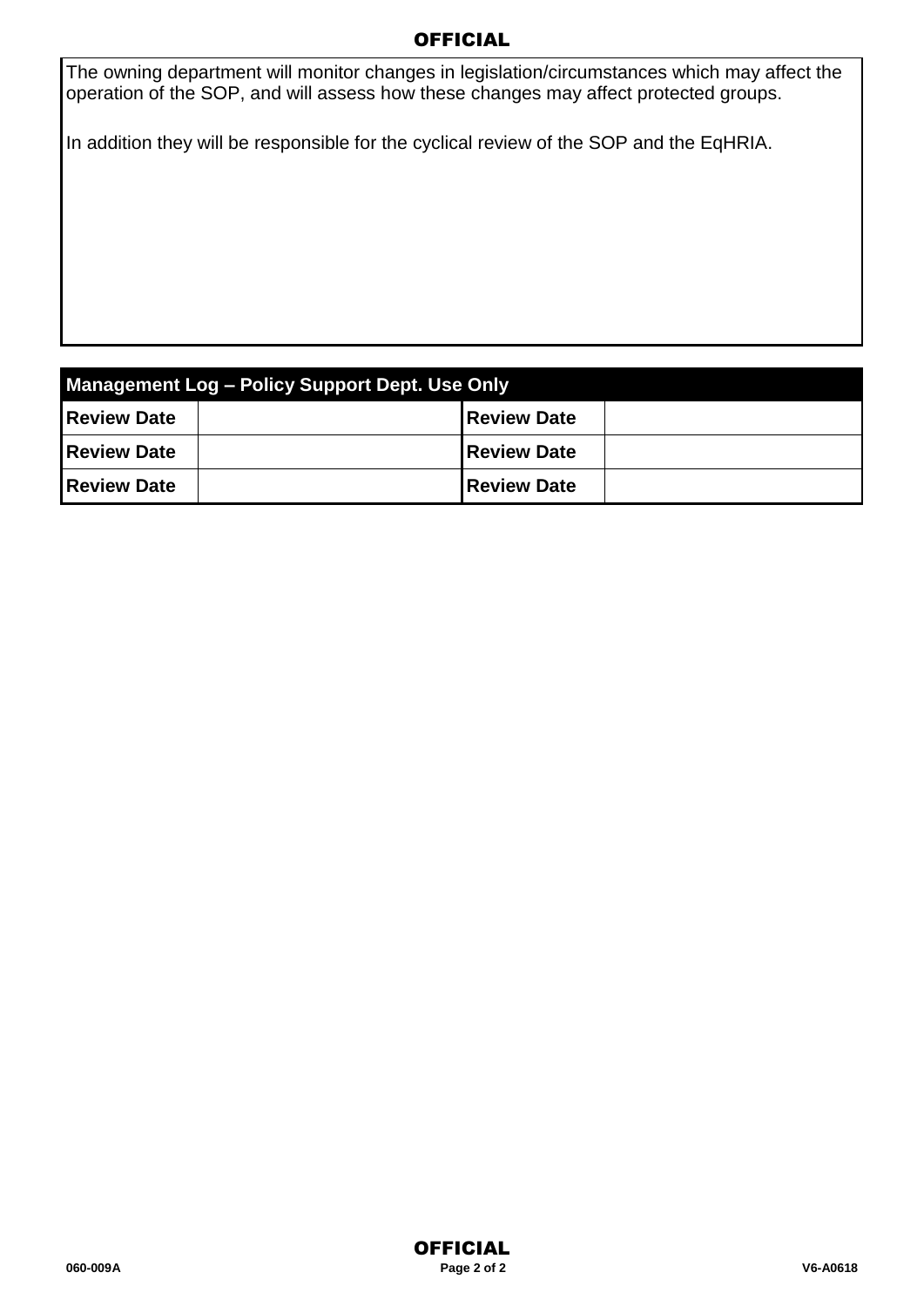The owning department will monitor changes in legislation/circumstances which may affect the operation of the SOP, and will assess how these changes may affect protected groups.

In addition they will be responsible for the cyclical review of the SOP and the EqHRIA.

| **Management Log – Policy Support Dept. Use Only** | | | |
|---|---|---|---|
| **Review Date** | | **Review Date** | |
| **Review Date** | | **Review Date** | |
| **Review Date** | | **Review Date** | |